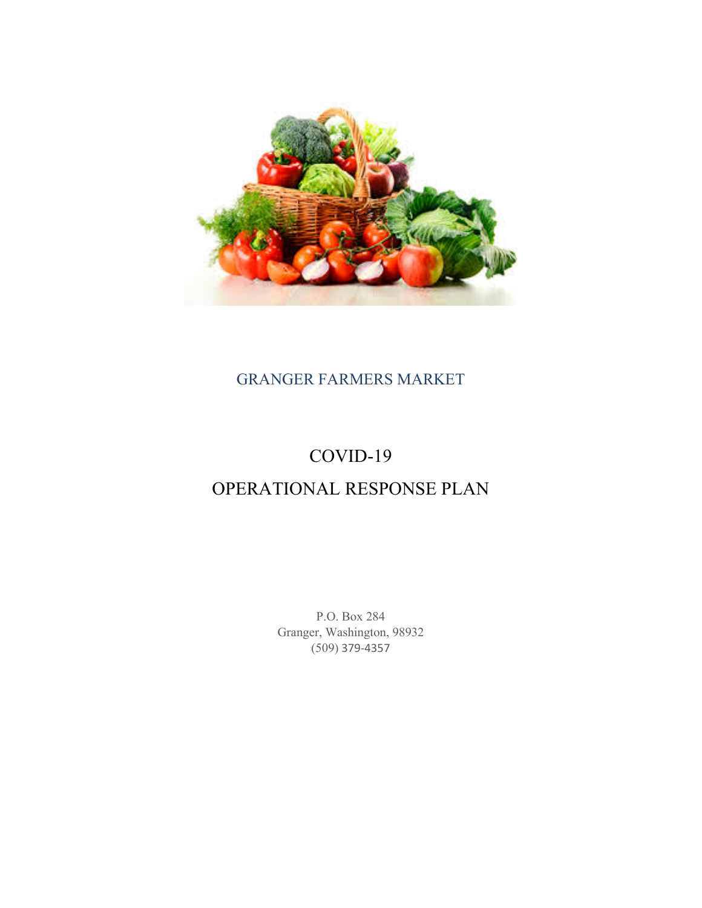GRANGER FARMERS MARKET

# COVID-19

# OPERATIONAL RESPONSE PLAN

P.O. Box 284
Granger, Washington, 98932
(509) 379-4357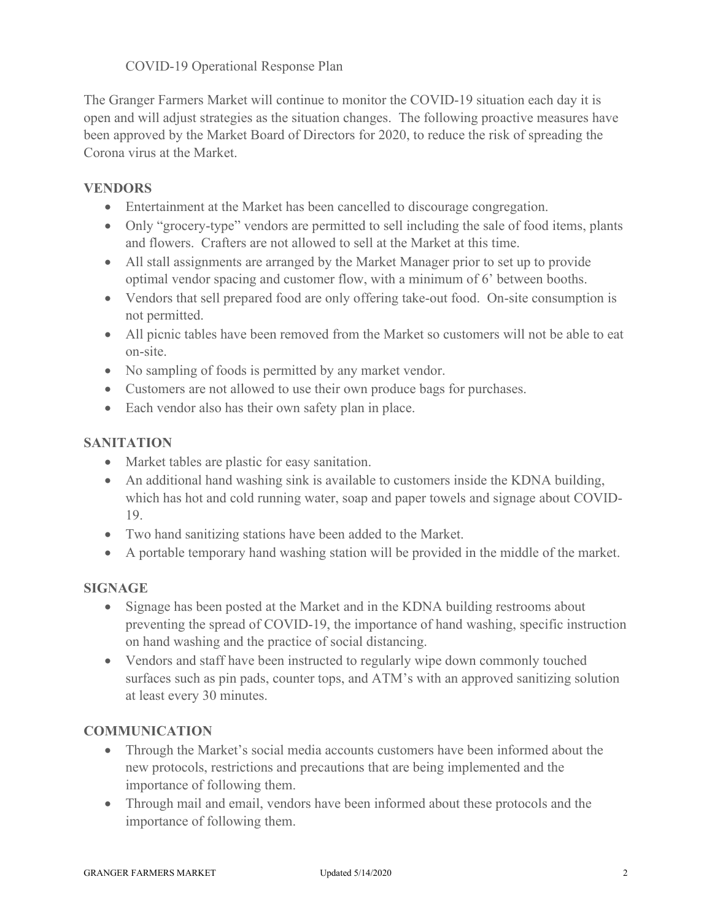COVID-19 Operational Response Plan

The Granger Farmers Market will continue to monitor the COVID-19 situation each day it is open and will adjust strategies as the situation changes. The following proactive measures have been approved by the Market Board of Directors for 2020, to reduce the risk of spreading the Corona virus at the Market.

## VENDORS

- Entertainment at the Market has been cancelled to discourage congregation.
- Only "grocery-type" vendors are permitted to sell including the sale of food items, plants and flowers. Crafters are not allowed to sell at the Market at this time.
- All stall assignments are arranged by the Market Manager prior to set up to provide optimal vendor spacing and customer flow, with a minimum of 6' between booths.
- Vendors that sell prepared food are only offering take-out food. On-site consumption is not permitted.
- All picnic tables have been removed from the Market so customers will not be able to eat on-site.
- No sampling of foods is permitted by any market vendor.
- Customers are not allowed to use their own produce bags for purchases.
- Each vendor also has their own safety plan in place.

## SANITATION

- Market tables are plastic for easy sanitation.
- An additional hand washing sink is available to customers inside the KDNA building, which has hot and cold running water, soap and paper towels and signage about COVID-19.
- Two hand sanitizing stations have been added to the Market.
- A portable temporary hand washing station will be provided in the middle of the market.

## SIGNAGE

- Signage has been posted at the Market and in the KDNA building restrooms about preventing the spread of COVID-19, the importance of hand washing, specific instruction on hand washing and the practice of social distancing.
- Vendors and staff have been instructed to regularly wipe down commonly touched surfaces such as pin pads, counter tops, and ATM's with an approved sanitizing solution at least every 30 minutes.

## COMMUNICATION

- Through the Market's social media accounts customers have been informed about the new protocols, restrictions and precautions that are being implemented and the importance of following them.
- Through mail and email, vendors have been informed about these protocols and the importance of following them.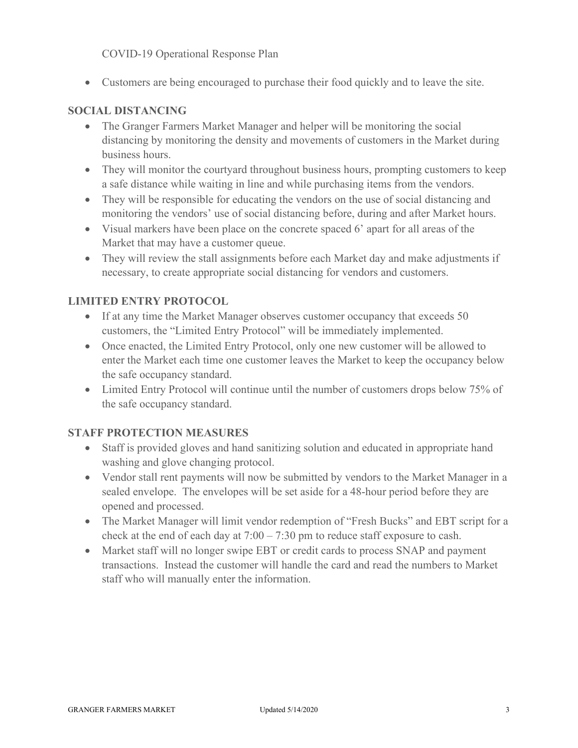- Customers are being encouraged to purchase their food quickly and to leave the site.

## SOCIAL DISTANCING

- The Granger Farmers Market Manager and helper will be monitoring the social distancing by monitoring the density and movements of customers in the Market during business hours.
- They will monitor the courtyard throughout business hours, prompting customers to keep a safe distance while waiting in line and while purchasing items from the vendors.
- They will be responsible for educating the vendors on the use of social distancing and monitoring the vendors' use of social distancing before, during and after Market hours.
- Visual markers have been place on the concrete spaced 6' apart for all areas of the Market that may have a customer queue.
- They will review the stall assignments before each Market day and make adjustments if necessary, to create appropriate social distancing for vendors and customers.

## LIMITED ENTRY PROTOCOL

- If at any time the Market Manager observes customer occupancy that exceeds 50 customers, the "Limited Entry Protocol" will be immediately implemented.
- Once enacted, the Limited Entry Protocol, only one new customer will be allowed to enter the Market each time one customer leaves the Market to keep the occupancy below the safe occupancy standard.
- Limited Entry Protocol will continue until the number of customers drops below 75% of the safe occupancy standard.

## STAFF PROTECTION MEASURES

- Staff is provided gloves and hand sanitizing solution and educated in appropriate hand washing and glove changing protocol.
- Vendor stall rent payments will now be submitted by vendors to the Market Manager in a sealed envelope. The envelopes will be set aside for a 48-hour period before they are opened and processed.
- The Market Manager will limit vendor redemption of "Fresh Bucks" and EBT script for a check at the end of each day at 7:00 – 7:30 pm to reduce staff exposure to cash.
- Market staff will no longer swipe EBT or credit cards to process SNAP and payment transactions. Instead the customer will handle the card and read the numbers to Market staff who will manually enter the information.